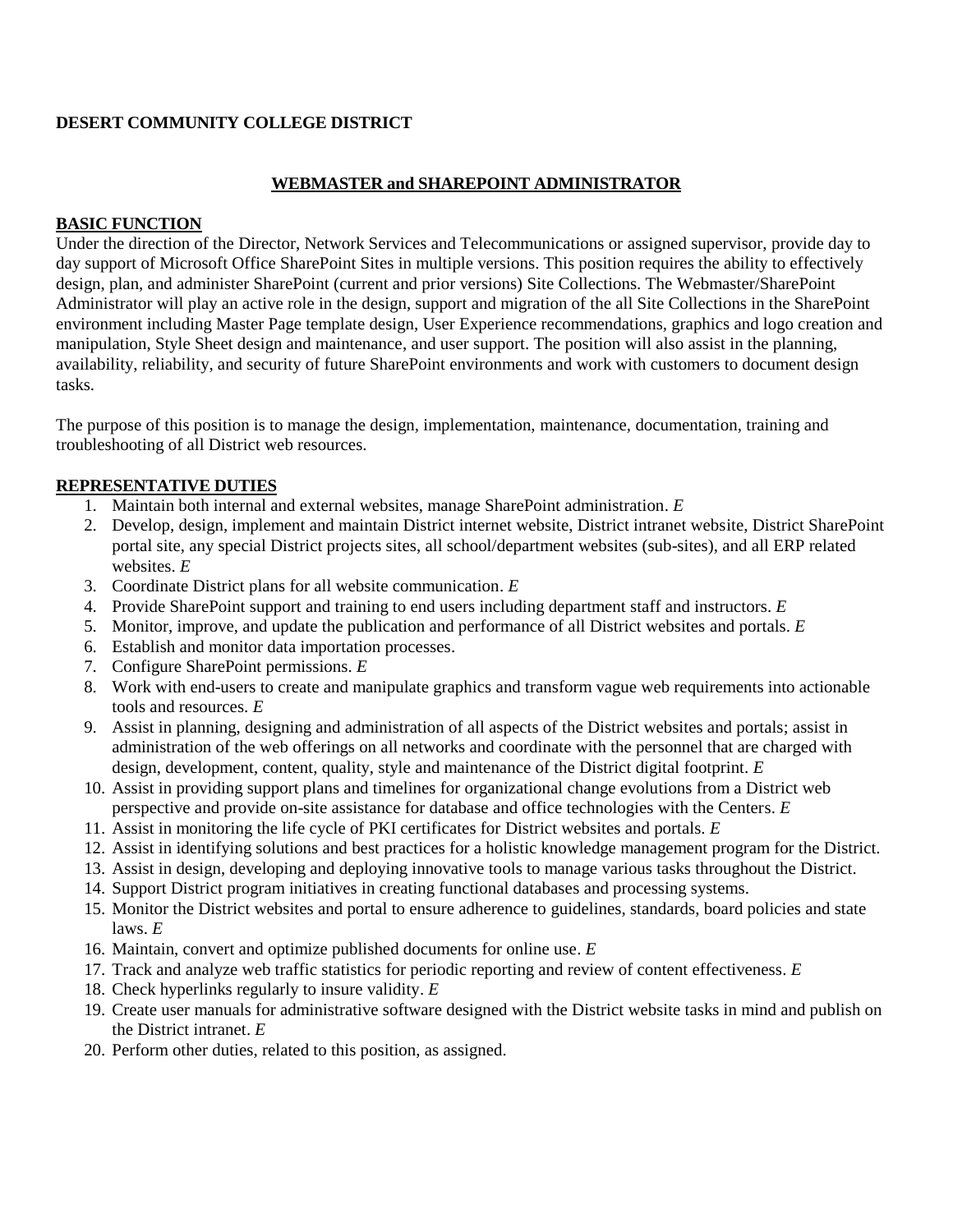**DESERT COMMUNITY COLLEGE DISTRICT**

## WEBMASTER and SHAREPOINT ADMINISTRATOR

### BASIC FUNCTION

Under the direction of the Director, Network Services and Telecommunications or assigned supervisor, provide day to day support of Microsoft Office SharePoint Sites in multiple versions. This position requires the ability to effectively design, plan, and administer SharePoint (current and prior versions) Site Collections. The Webmaster/SharePoint Administrator will play an active role in the design, support and migration of the all Site Collections in the SharePoint environment including Master Page template design, User Experience recommendations, graphics and logo creation and manipulation, Style Sheet design and maintenance, and user support. The position will also assist in the planning, availability, reliability, and security of future SharePoint environments and work with customers to document design tasks.

The purpose of this position is to manage the design, implementation, maintenance, documentation, training and troubleshooting of all District web resources.

### REPRESENTATIVE DUTIES

1. Maintain both internal and external websites, manage SharePoint administration. *E*
2. Develop, design, implement and maintain District internet website, District intranet website, District SharePoint portal site, any special District projects sites, all school/department websites (sub-sites), and all ERP related websites. *E*
3. Coordinate District plans for all website communication. *E*
4. Provide SharePoint support and training to end users including department staff and instructors. *E*
5. Monitor, improve, and update the publication and performance of all District websites and portals. *E*
6. Establish and monitor data importation processes.
7. Configure SharePoint permissions. *E*
8. Work with end-users to create and manipulate graphics and transform vague web requirements into actionable tools and resources. *E*
9. Assist in planning, designing and administration of all aspects of the District websites and portals; assist in administration of the web offerings on all networks and coordinate with the personnel that are charged with design, development, content, quality, style and maintenance of the District digital footprint. *E*
10. Assist in providing support plans and timelines for organizational change evolutions from a District web perspective and provide on-site assistance for database and office technologies with the Centers. *E*
11. Assist in monitoring the life cycle of PKI certificates for District websites and portals. *E*
12. Assist in identifying solutions and best practices for a holistic knowledge management program for the District.
13. Assist in design, developing and deploying innovative tools to manage various tasks throughout the District.
14. Support District program initiatives in creating functional databases and processing systems.
15. Monitor the District websites and portal to ensure adherence to guidelines, standards, board policies and state laws. *E*
16. Maintain, convert and optimize published documents for online use. *E*
17. Track and analyze web traffic statistics for periodic reporting and review of content effectiveness. *E*
18. Check hyperlinks regularly to insure validity. *E*
19. Create user manuals for administrative software designed with the District website tasks in mind and publish on the District intranet. *E*
20. Perform other duties, related to this position, as assigned.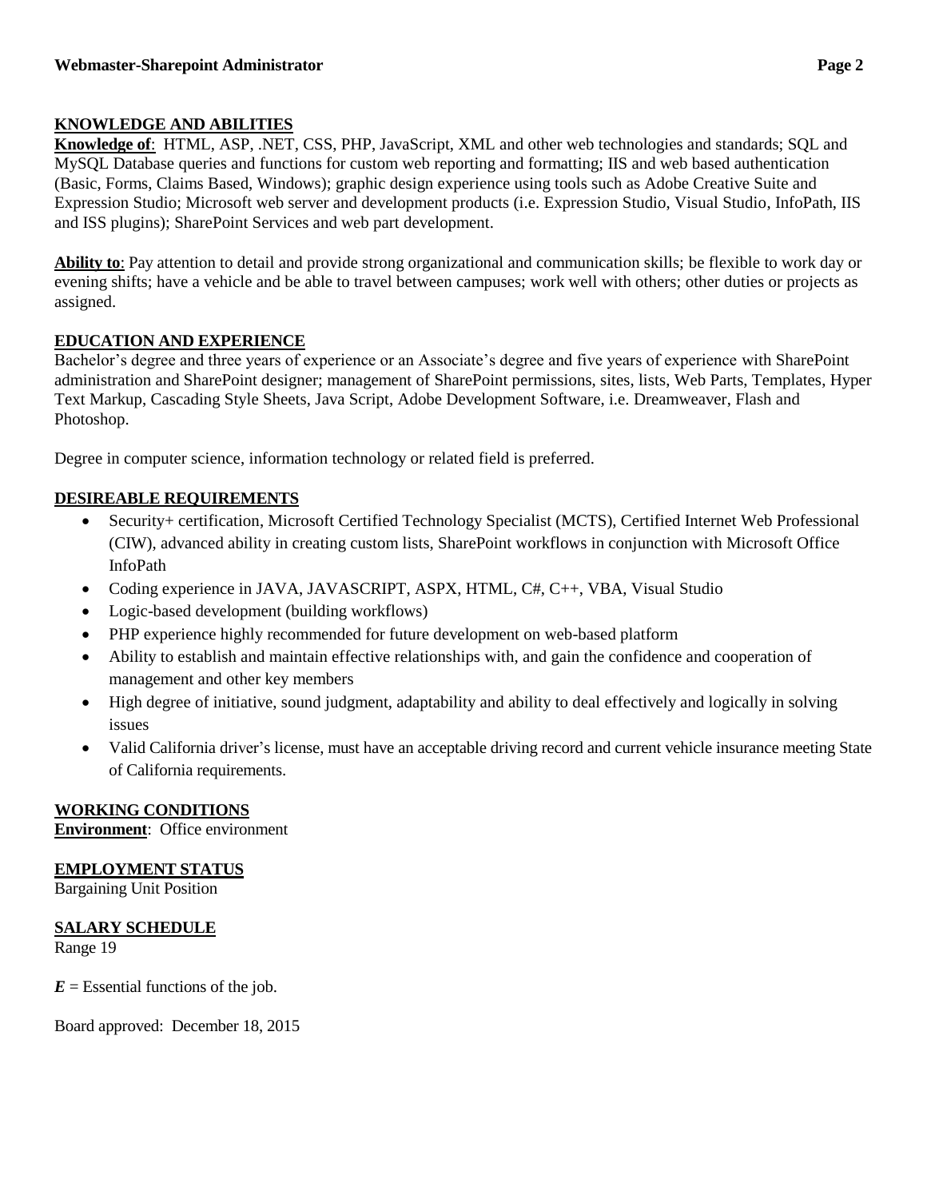## KNOWLEDGE AND ABILITIES

**Knowledge of**: HTML, ASP, .NET, CSS, PHP, JavaScript, XML and other web technologies and standards; SQL and MySQL Database queries and functions for custom web reporting and formatting; IIS and web based authentication (Basic, Forms, Claims Based, Windows); graphic design experience using tools such as Adobe Creative Suite and Expression Studio; Microsoft web server and development products (i.e. Expression Studio, Visual Studio, InfoPath, IIS and ISS plugins); SharePoint Services and web part development.

**Ability to**: Pay attention to detail and provide strong organizational and communication skills; be flexible to work day or evening shifts; have a vehicle and be able to travel between campuses; work well with others; other duties or projects as assigned.

## EDUCATION AND EXPERIENCE

Bachelor's degree and three years of experience or an Associate's degree and five years of experience with SharePoint administration and SharePoint designer; management of SharePoint permissions, sites, lists, Web Parts, Templates, Hyper Text Markup, Cascading Style Sheets, Java Script, Adobe Development Software, i.e. Dreamweaver, Flash and Photoshop.

Degree in computer science, information technology or related field is preferred.

## DESIREABLE REQUIREMENTS

- Security+ certification, Microsoft Certified Technology Specialist (MCTS), Certified Internet Web Professional (CIW), advanced ability in creating custom lists, SharePoint workflows in conjunction with Microsoft Office InfoPath
- Coding experience in JAVA, JAVASCRIPT, ASPX, HTML, C#, C++, VBA, Visual Studio
- Logic-based development (building workflows)
- PHP experience highly recommended for future development on web-based platform
- Ability to establish and maintain effective relationships with, and gain the confidence and cooperation of management and other key members
- High degree of initiative, sound judgment, adaptability and ability to deal effectively and logically in solving issues
- Valid California driver's license, must have an acceptable driving record and current vehicle insurance meeting State of California requirements.

## WORKING CONDITIONS

**Environment**: Office environment

## EMPLOYMENT STATUS

Bargaining Unit Position

## SALARY SCHEDULE

Range 19

***E*** = Essential functions of the job.

Board approved: December 18, 2015